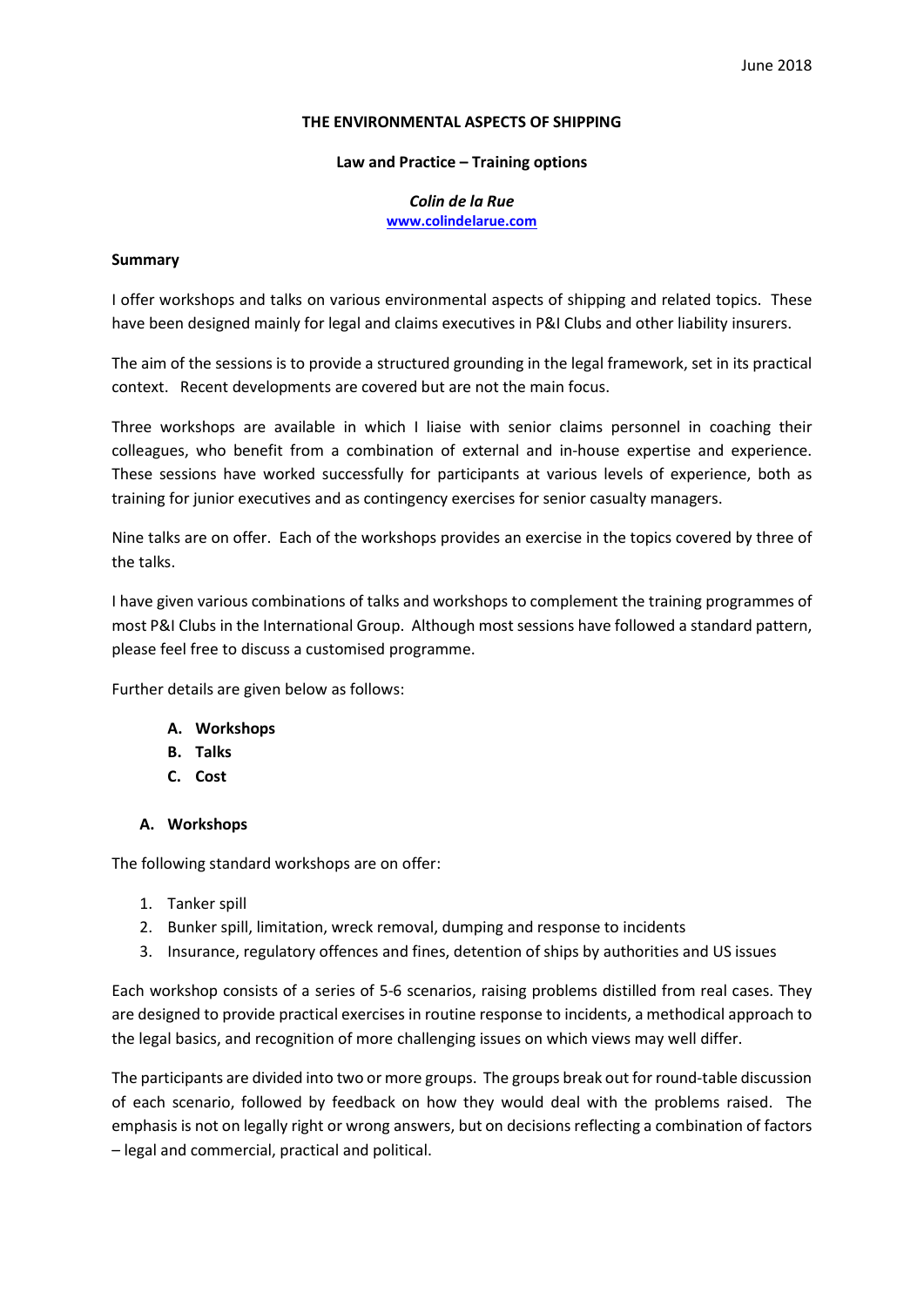June 2018

**THE ENVIRONMENTAL ASPECTS OF SHIPPING**

**Law and Practice – Training options**

***Colin de la Rue***
[www.colindelarue.com](http://www.colindelarue.com)

**Summary**

I offer workshops and talks on various environmental aspects of shipping and related topics. These have been designed mainly for legal and claims executives in P&I Clubs and other liability insurers.

The aim of the sessions is to provide a structured grounding in the legal framework, set in its practical context. Recent developments are covered but are not the main focus.

Three workshops are available in which I liaise with senior claims personnel in coaching their colleagues, who benefit from a combination of external and in-house expertise and experience. These sessions have worked successfully for participants at various levels of experience, both as training for junior executives and as contingency exercises for senior casualty managers.

Nine talks are on offer. Each of the workshops provides an exercise in the topics covered by three of the talks.

I have given various combinations of talks and workshops to complement the training programmes of most P&I Clubs in the International Group. Although most sessions have followed a standard pattern, please feel free to discuss a customised programme.

Further details are given below as follows:

- **A. Workshops**
- **B. Talks**
- **C. Cost**

## A. Workshops

The following standard workshops are on offer:

1. Tanker spill
2. Bunker spill, limitation, wreck removal, dumping and response to incidents
3. Insurance, regulatory offences and fines, detention of ships by authorities and US issues

Each workshop consists of a series of 5-6 scenarios, raising problems distilled from real cases. They are designed to provide practical exercises in routine response to incidents, a methodical approach to the legal basics, and recognition of more challenging issues on which views may well differ.

The participants are divided into two or more groups. The groups break out for round-table discussion of each scenario, followed by feedback on how they would deal with the problems raised. The emphasis is not on legally right or wrong answers, but on decisions reflecting a combination of factors – legal and commercial, practical and political.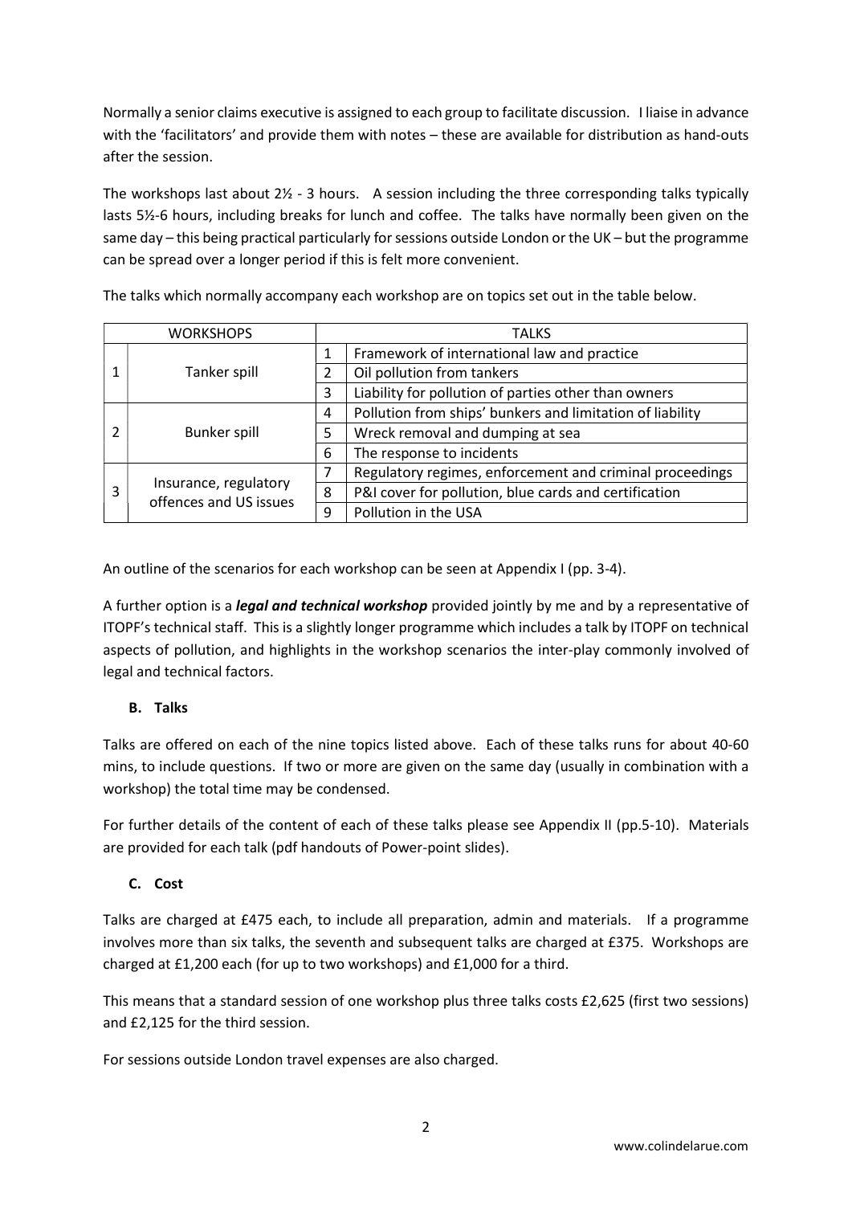Normally a senior claims executive is assigned to each group to facilitate discussion. I liaise in advance with the 'facilitators' and provide them with notes – these are available for distribution as hand-outs after the session.

The workshops last about 2½ - 3 hours. A session including the three corresponding talks typically lasts 5½-6 hours, including breaks for lunch and coffee. The talks have normally been given on the same day – this being practical particularly for sessions outside London or the UK – but the programme can be spread over a longer period if this is felt more convenient.

The talks which normally accompany each workshop are on topics set out in the table below.

| WORKSHOPS | | TALKS | |
|---|---|---|---|
| 1 | Tanker spill | 1 | Framework of international law and practice |
| | | 2 | Oil pollution from tankers |
| | | 3 | Liability for pollution of parties other than owners |
| 2 | Bunker spill | 4 | Pollution from ships' bunkers and limitation of liability |
| | | 5 | Wreck removal and dumping at sea |
| | | 6 | The response to incidents |
| 3 | Insurance, regulatory offences and US issues | 7 | Regulatory regimes, enforcement and criminal proceedings |
| | | 8 | P&I cover for pollution, blue cards and certification |
| | | 9 | Pollution in the USA |

An outline of the scenarios for each workshop can be seen at Appendix I (pp. 3-4).

A further option is a ***legal and technical workshop*** provided jointly by me and by a representative of ITOPF's technical staff. This is a slightly longer programme which includes a talk by ITOPF on technical aspects of pollution, and highlights in the workshop scenarios the inter-play commonly involved of legal and technical factors.

**B. Talks**

Talks are offered on each of the nine topics listed above. Each of these talks runs for about 40-60 mins, to include questions. If two or more are given on the same day (usually in combination with a workshop) the total time may be condensed.

For further details of the content of each of these talks please see Appendix II (pp.5-10). Materials are provided for each talk (pdf handouts of Power-point slides).

**C. Cost**

Talks are charged at £475 each, to include all preparation, admin and materials. If a programme involves more than six talks, the seventh and subsequent talks are charged at £375. Workshops are charged at £1,200 each (for up to two workshops) and £1,000 for a third.

This means that a standard session of one workshop plus three talks costs £2,625 (first two sessions) and £2,125 for the third session.

For sessions outside London travel expenses are also charged.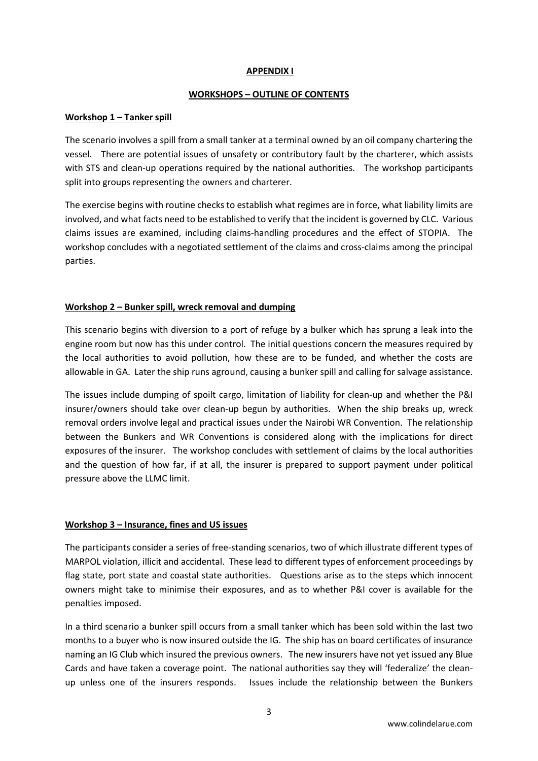## APPENDIX I

### WORKSHOPS – OUTLINE OF CONTENTS

### Workshop 1 – Tanker spill

The scenario involves a spill from a small tanker at a terminal owned by an oil company chartering the vessel. There are potential issues of unsafety or contributory fault by the charterer, which assists with STS and clean-up operations required by the national authorities. The workshop participants split into groups representing the owners and charterer.

The exercise begins with routine checks to establish what regimes are in force, what liability limits are involved, and what facts need to be established to verify that the incident is governed by CLC. Various claims issues are examined, including claims-handling procedures and the effect of STOPIA. The workshop concludes with a negotiated settlement of the claims and cross-claims among the principal parties.

### Workshop 2 – Bunker spill, wreck removal and dumping

This scenario begins with diversion to a port of refuge by a bulker which has sprung a leak into the engine room but now has this under control. The initial questions concern the measures required by the local authorities to avoid pollution, how these are to be funded, and whether the costs are allowable in GA. Later the ship runs aground, causing a bunker spill and calling for salvage assistance.

The issues include dumping of spoilt cargo, limitation of liability for clean-up and whether the P&I insurer/owners should take over clean-up begun by authorities. When the ship breaks up, wreck removal orders involve legal and practical issues under the Nairobi WR Convention. The relationship between the Bunkers and WR Conventions is considered along with the implications for direct exposures of the insurer. The workshop concludes with settlement of claims by the local authorities and the question of how far, if at all, the insurer is prepared to support payment under political pressure above the LLMC limit.

### Workshop 3 – Insurance, fines and US issues

The participants consider a series of free-standing scenarios, two of which illustrate different types of MARPOL violation, illicit and accidental. These lead to different types of enforcement proceedings by flag state, port state and coastal state authorities. Questions arise as to the steps which innocent owners might take to minimise their exposures, and as to whether P&I cover is available for the penalties imposed.

In a third scenario a bunker spill occurs from a small tanker which has been sold within the last two months to a buyer who is now insured outside the IG. The ship has on board certificates of insurance naming an IG Club which insured the previous owners. The new insurers have not yet issued any Blue Cards and have taken a coverage point. The national authorities say they will 'federalize' the clean-up unless one of the insurers responds. Issues include the relationship between the Bunkers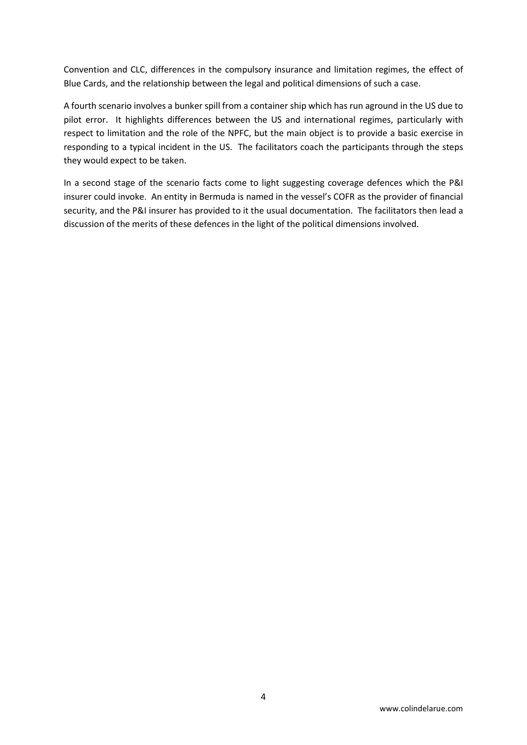Convention and CLC, differences in the compulsory insurance and limitation regimes, the effect of Blue Cards, and the relationship between the legal and political dimensions of such a case.

A fourth scenario involves a bunker spill from a container ship which has run aground in the US due to pilot error. It highlights differences between the US and international regimes, particularly with respect to limitation and the role of the NPFC, but the main object is to provide a basic exercise in responding to a typical incident in the US. The facilitators coach the participants through the steps they would expect to be taken.

In a second stage of the scenario facts come to light suggesting coverage defences which the P&I insurer could invoke. An entity in Bermuda is named in the vessel's COFR as the provider of financial security, and the P&I insurer has provided to it the usual documentation. The facilitators then lead a discussion of the merits of these defences in the light of the political dimensions involved.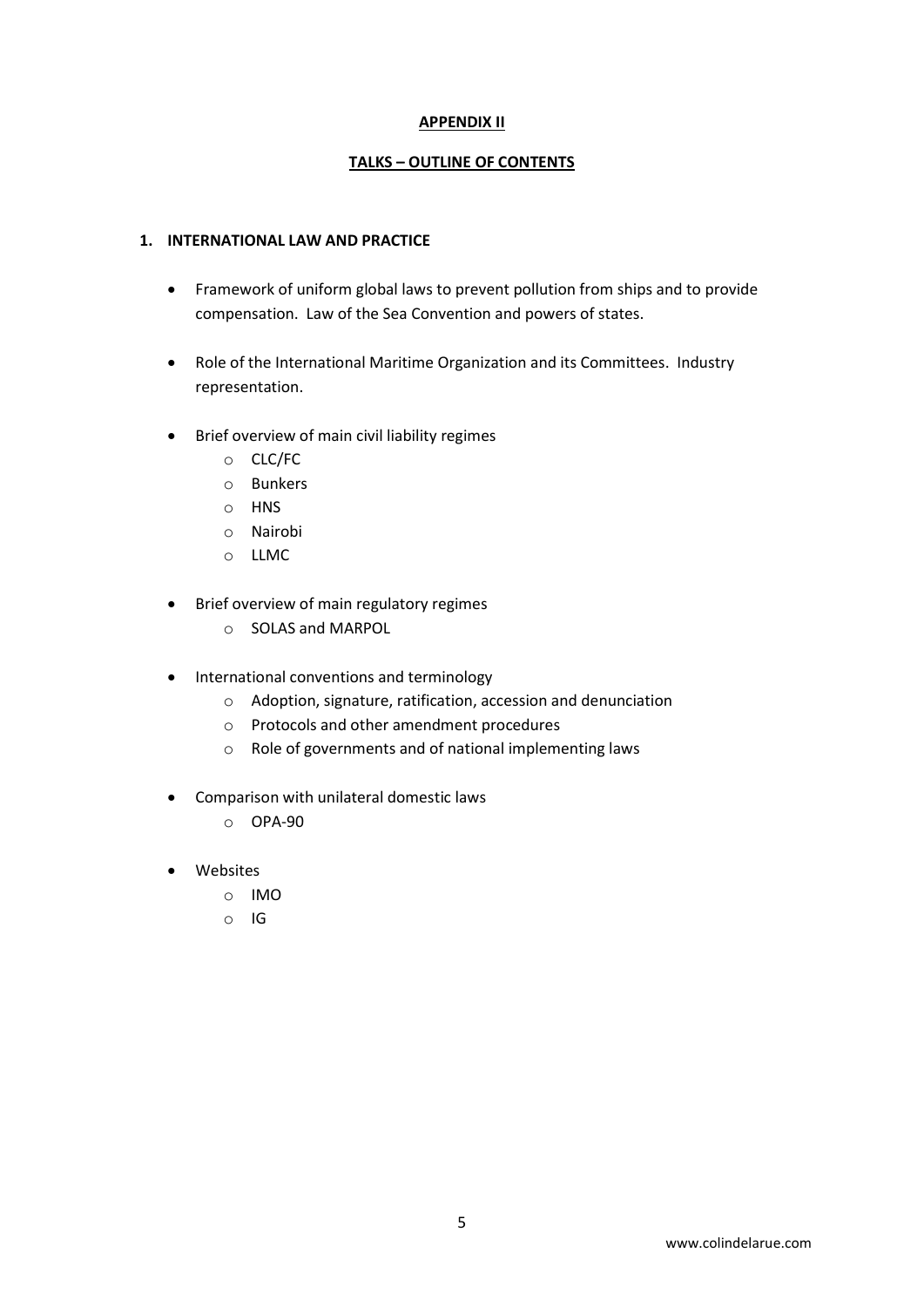**APPENDIX II**

**TALKS – OUTLINE OF CONTENTS**

## 1. INTERNATIONAL LAW AND PRACTICE

- Framework of uniform global laws to prevent pollution from ships and to provide compensation. Law of the Sea Convention and powers of states.

- Role of the International Maritime Organization and its Committees. Industry representation.

- Brief overview of main civil liability regimes
  - CLC/FC
  - Bunkers
  - HNS
  - Nairobi
  - LLMC

- Brief overview of main regulatory regimes
  - SOLAS and MARPOL

- International conventions and terminology
  - Adoption, signature, ratification, accession and denunciation
  - Protocols and other amendment procedures
  - Role of governments and of national implementing laws

- Comparison with unilateral domestic laws
  - OPA-90

- Websites
  - IMO
  - IG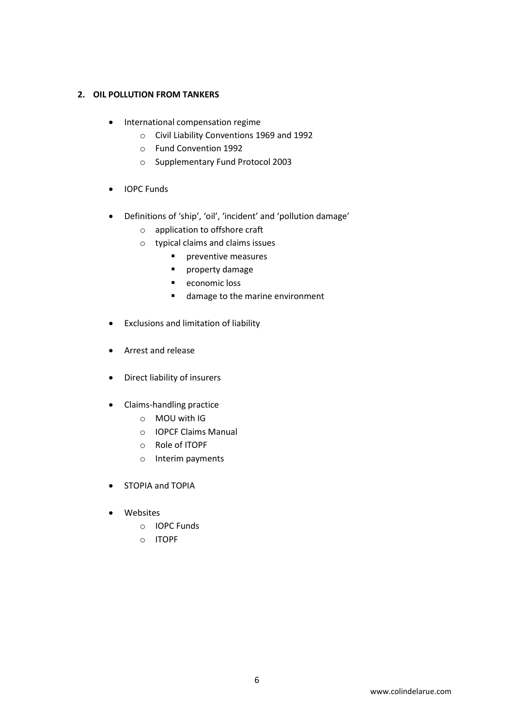## 2. OIL POLLUTION FROM TANKERS

- International compensation regime
  - Civil Liability Conventions 1969 and 1992
  - Fund Convention 1992
  - Supplementary Fund Protocol 2003
- IOPC Funds
- Definitions of 'ship', 'oil', 'incident' and 'pollution damage'
  - application to offshore craft
  - typical claims and claims issues
    - preventive measures
    - property damage
    - economic loss
    - damage to the marine environment
- Exclusions and limitation of liability
- Arrest and release
- Direct liability of insurers
- Claims-handling practice
  - MOU with IG
  - IOPCF Claims Manual
  - Role of ITOPF
  - Interim payments
- STOPIA and TOPIA
- Websites
  - IOPC Funds
  - ITOPF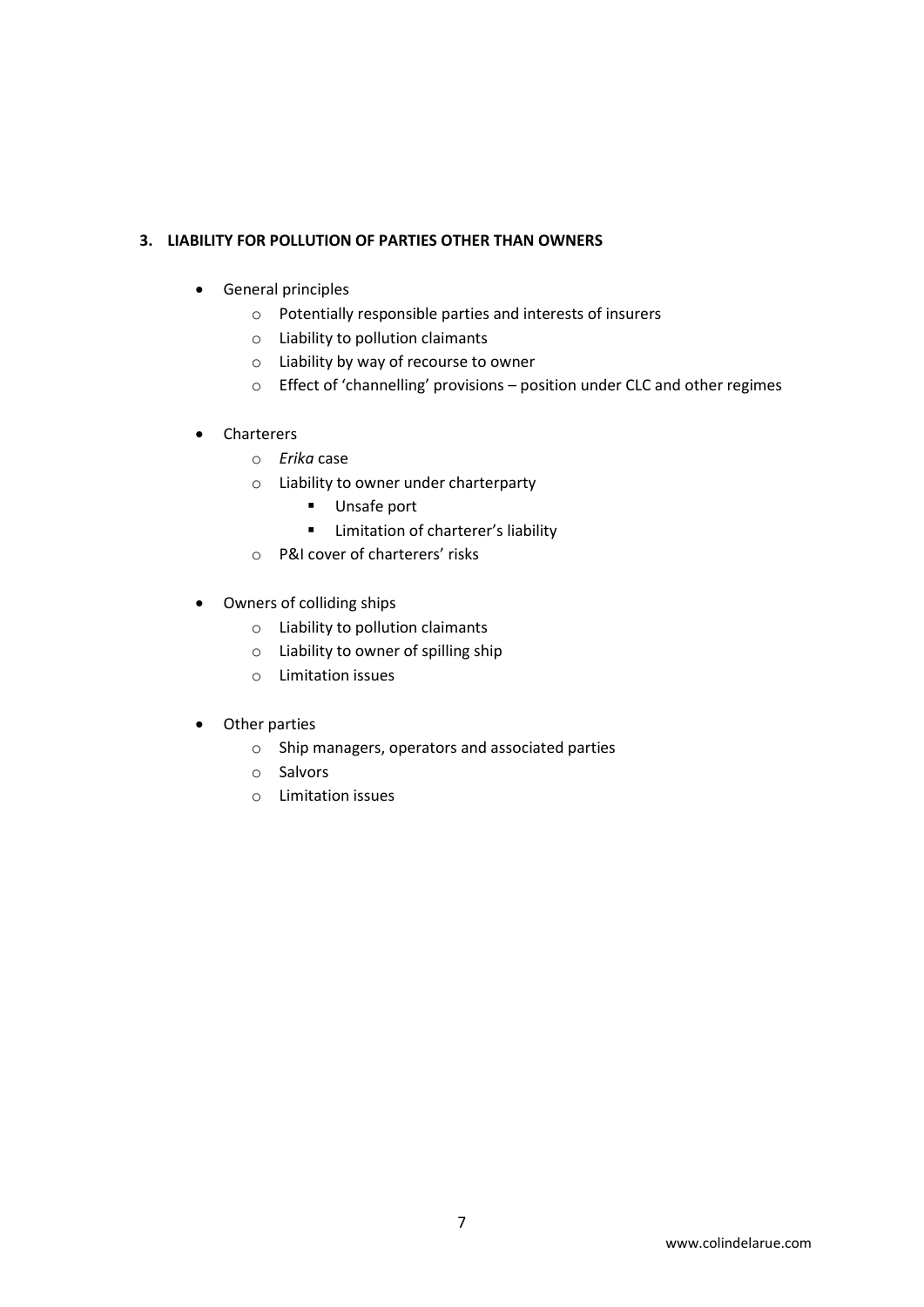**3. LIABILITY FOR POLLUTION OF PARTIES OTHER THAN OWNERS**

- General principles
  - Potentially responsible parties and interests of insurers
  - Liability to pollution claimants
  - Liability by way of recourse to owner
  - Effect of 'channelling' provisions – position under CLC and other regimes
- Charterers
  - *Erika* case
  - Liability to owner under charterparty
    - Unsafe port
    - Limitation of charterer's liability
  - P&I cover of charterers' risks
- Owners of colliding ships
  - Liability to pollution claimants
  - Liability to owner of spilling ship
  - Limitation issues
- Other parties
  - Ship managers, operators and associated parties
  - Salvors
  - Limitation issues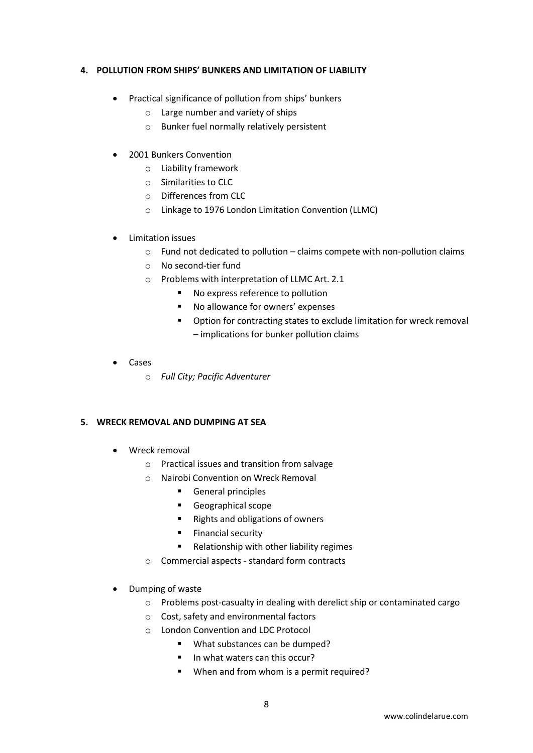#### 4. POLLUTION FROM SHIPS' BUNKERS AND LIMITATION OF LIABILITY

- Practical significance of pollution from ships' bunkers
  - Large number and variety of ships
  - Bunker fuel normally relatively persistent

- 2001 Bunkers Convention
  - Liability framework
  - Similarities to CLC
  - Differences from CLC
  - Linkage to 1976 London Limitation Convention (LLMC)

- Limitation issues
  - Fund not dedicated to pollution – claims compete with non-pollution claims
  - No second-tier fund
  - Problems with interpretation of LLMC Art. 2.1
    - No express reference to pollution
    - No allowance for owners' expenses
    - Option for contracting states to exclude limitation for wreck removal – implications for bunker pollution claims

- Cases
  - *Full City; Pacific Adventurer*

#### 5. WRECK REMOVAL AND DUMPING AT SEA

- Wreck removal
  - Practical issues and transition from salvage
  - Nairobi Convention on Wreck Removal
    - General principles
    - Geographical scope
    - Rights and obligations of owners
    - Financial security
    - Relationship with other liability regimes
  - Commercial aspects - standard form contracts

- Dumping of waste
  - Problems post-casualty in dealing with derelict ship or contaminated cargo
  - Cost, safety and environmental factors
  - London Convention and LDC Protocol
    - What substances can be dumped?
    - In what waters can this occur?
    - When and from whom is a permit required?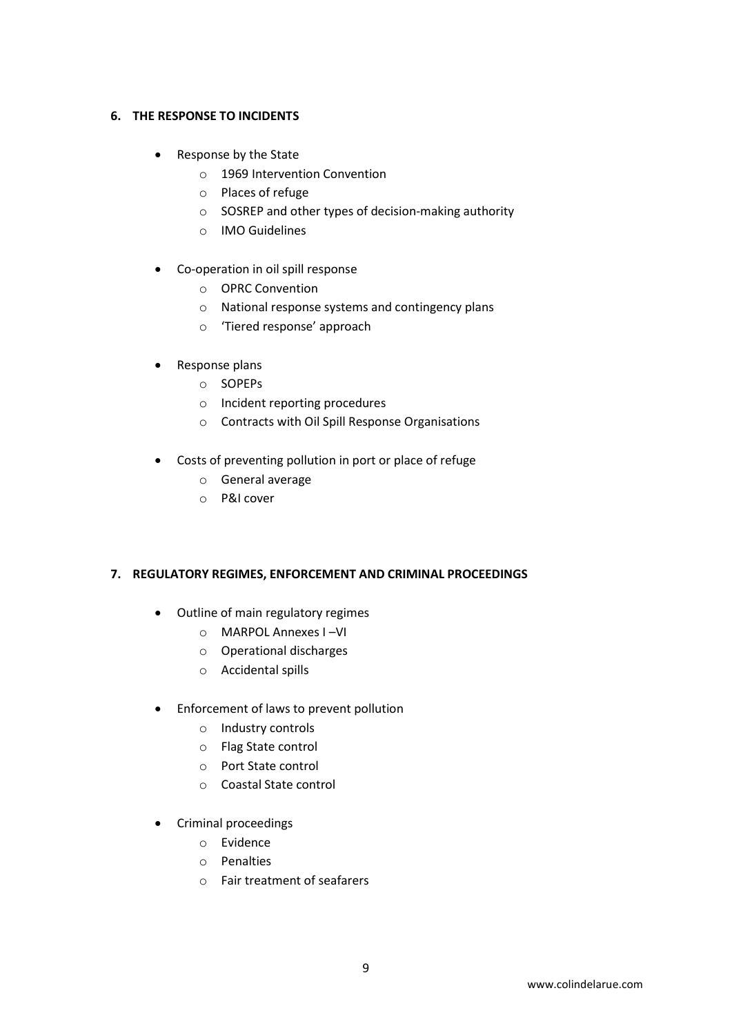## 6. THE RESPONSE TO INCIDENTS

- Response by the State
    - 1969 Intervention Convention
    - Places of refuge
    - SOSREP and other types of decision-making authority
    - IMO Guidelines

- Co-operation in oil spill response
    - OPRC Convention
    - National response systems and contingency plans
    - 'Tiered response' approach

- Response plans
    - SOPEPs
    - Incident reporting procedures
    - Contracts with Oil Spill Response Organisations

- Costs of preventing pollution in port or place of refuge
    - General average
    - P&I cover

## 7. REGULATORY REGIMES, ENFORCEMENT AND CRIMINAL PROCEEDINGS

- Outline of main regulatory regimes
    - MARPOL Annexes I –VI
    - Operational discharges
    - Accidental spills

- Enforcement of laws to prevent pollution
    - Industry controls
    - Flag State control
    - Port State control
    - Coastal State control

- Criminal proceedings
    - Evidence
    - Penalties
    - Fair treatment of seafarers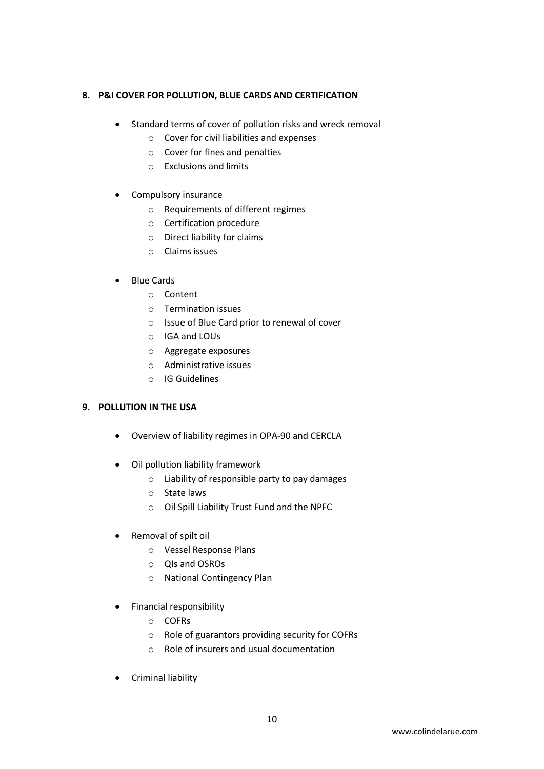## 8. P&I COVER FOR POLLUTION, BLUE CARDS AND CERTIFICATION

- Standard terms of cover of pollution risks and wreck removal
  - Cover for civil liabilities and expenses
  - Cover for fines and penalties
  - Exclusions and limits

- Compulsory insurance
  - Requirements of different regimes
  - Certification procedure
  - Direct liability for claims
  - Claims issues

- Blue Cards
  - Content
  - Termination issues
  - Issue of Blue Card prior to renewal of cover
  - IGA and LOUs
  - Aggregate exposures
  - Administrative issues
  - IG Guidelines

## 9. POLLUTION IN THE USA

- Overview of liability regimes in OPA-90 and CERCLA

- Oil pollution liability framework
  - Liability of responsible party to pay damages
  - State laws
  - Oil Spill Liability Trust Fund and the NPFC

- Removal of spilt oil
  - Vessel Response Plans
  - QIs and OSROs
  - National Contingency Plan

- Financial responsibility
  - COFRs
  - Role of guarantors providing security for COFRs
  - Role of insurers and usual documentation

- Criminal liability